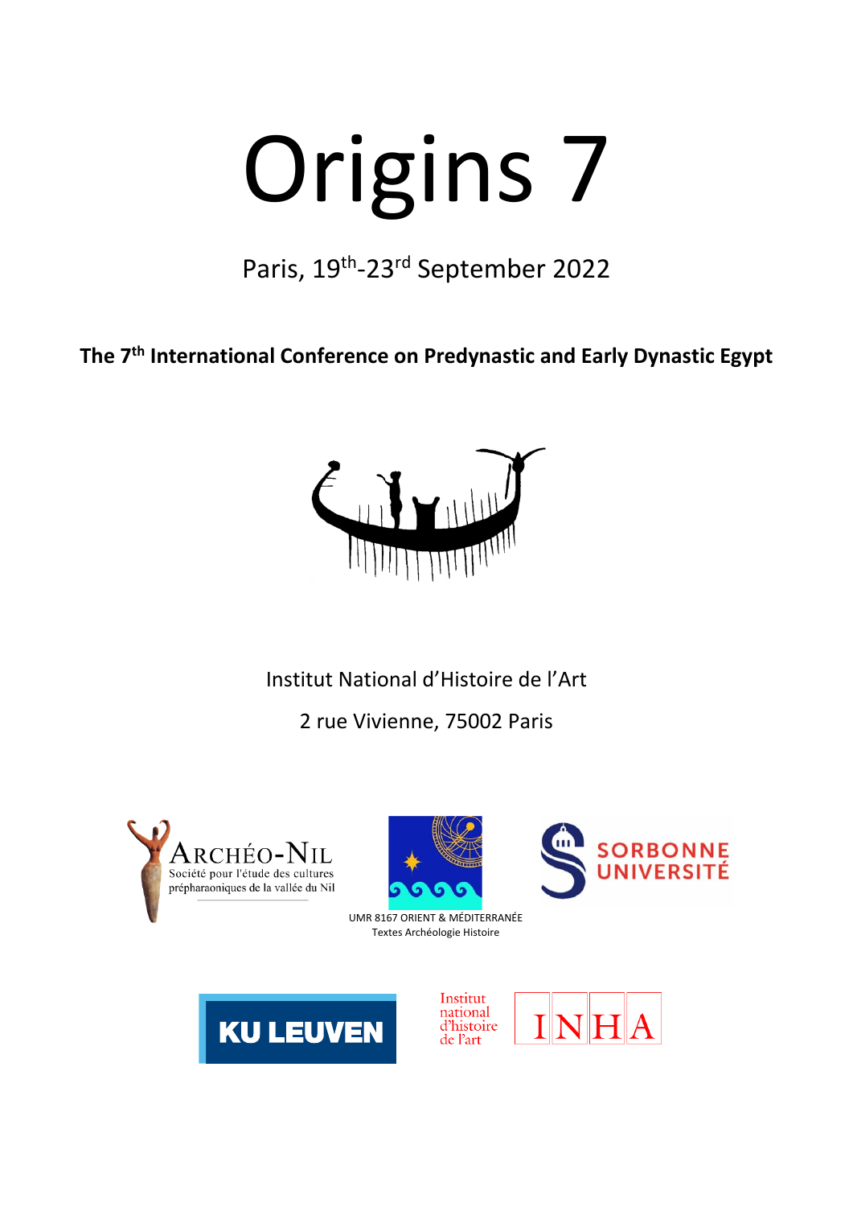# Origins 7

Paris, 19th-23rd September 2022

**The 7th International Conference on Predynastic and Early Dynastic Egypt**

Institut National d'Histoire de l'Art

2 rue Vivienne, 75002 Paris

ARCHÉO-NIL
Société pour l'étude des cultures prépharaoniques de la vallée du Nil

UMR 8167 ORIENT & MÉDITERRANÉE
Textes Archéologie Histoire

SORBONNE UNIVERSITÉ

KU LEUVEN

Institut national d'histoire de l'art INHA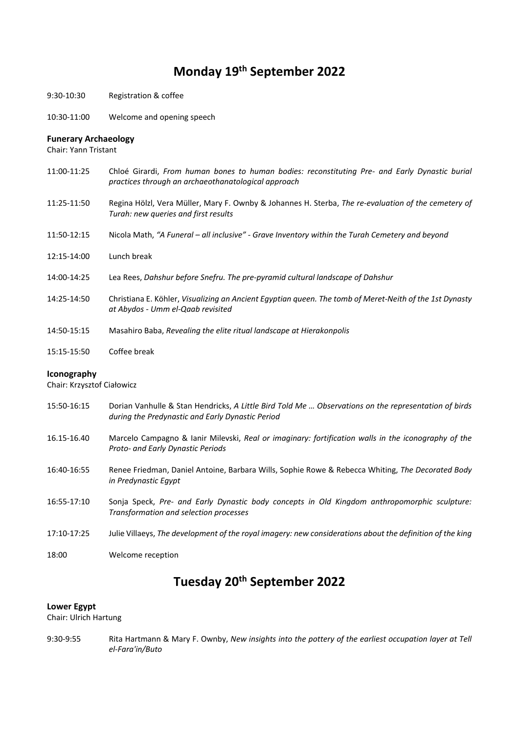# Monday 19th September 2022

9:30-10:30 Registration & coffee

10:30-11:00 Welcome and opening speech

**Funerary Archaeology**
Chair: Yann Tristant

11:00-11:25 Chloé Girardi, *From human bones to human bodies: reconstituting Pre- and Early Dynastic burial practices through an archaeothanatological approach*

11:25-11:50 Regina Hölzl, Vera Müller, Mary F. Ownby & Johannes H. Sterba, *The re-evaluation of the cemetery of Turah: new queries and first results*

11:50-12:15 Nicola Math, *"A Funeral – all inclusive" - Grave Inventory within the Turah Cemetery and beyond*

12:15-14:00 Lunch break

14:00-14:25 Lea Rees, *Dahshur before Snefru. The pre-pyramid cultural landscape of Dahshur*

14:25-14:50 Christiana E. Köhler, *Visualizing an Ancient Egyptian queen. The tomb of Meret-Neith of the 1st Dynasty at Abydos - Umm el-Qaab revisited*

14:50-15:15 Masahiro Baba, *Revealing the elite ritual landscape at Hierakonpolis*

15:15-15:50 Coffee break

**Iconography**
Chair: Krzysztof Ciałowicz

15:50-16:15 Dorian Vanhulle & Stan Hendricks, *A Little Bird Told Me … Observations on the representation of birds during the Predynastic and Early Dynastic Period*

16.15-16.40 Marcelo Campagno & Ianir Milevski, *Real or imaginary: fortification walls in the iconography of the Proto- and Early Dynastic Periods*

16:40-16:55 Renee Friedman, Daniel Antoine, Barbara Wills, Sophie Rowe & Rebecca Whiting, *The Decorated Body in Predynastic Egypt*

16:55-17:10 Sonja Speck, *Pre- and Early Dynastic body concepts in Old Kingdom anthropomorphic sculpture: Transformation and selection processes*

17:10-17:25 Julie Villaeys, *The development of the royal imagery: new considerations about the definition of the king*

18:00 Welcome reception

# Tuesday 20th September 2022

**Lower Egypt**
Chair: Ulrich Hartung

9:30-9:55 Rita Hartmann & Mary F. Ownby, *New insights into the pottery of the earliest occupation layer at Tell el-Fara'in/Buto*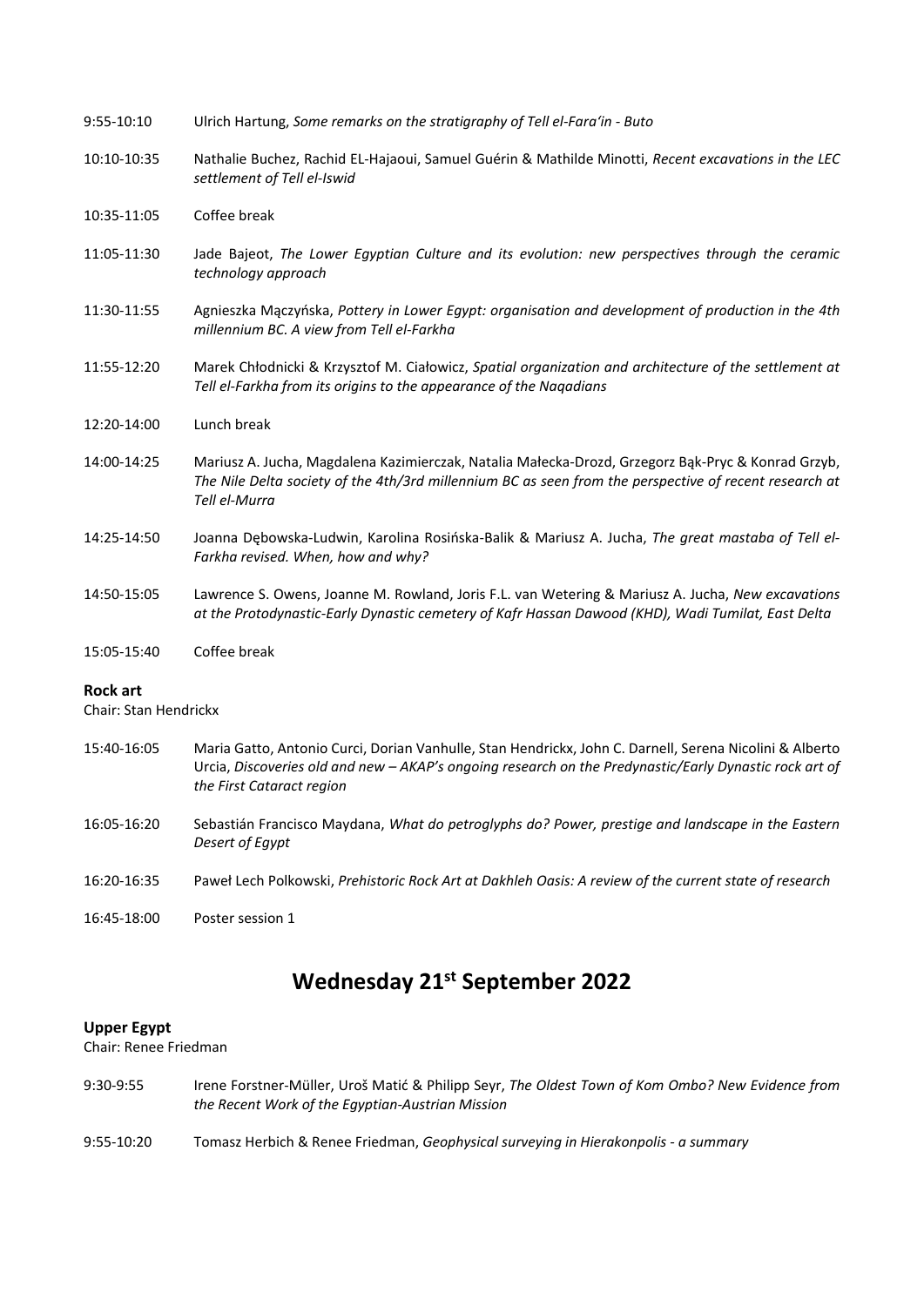9:55-10:10 Ulrich Hartung, *Some remarks on the stratigraphy of Tell el-Fara'in - Buto*

10:10-10:35 Nathalie Buchez, Rachid EL-Hajaoui, Samuel Guérin & Mathilde Minotti, *Recent excavations in the LEC settlement of Tell el-Iswid*

10:35-11:05 Coffee break

11:05-11:30 Jade Bajeot, *The Lower Egyptian Culture and its evolution: new perspectives through the ceramic technology approach*

11:30-11:55 Agnieszka Mączyńska, *Pottery in Lower Egypt: organisation and development of production in the 4th millennium BC. A view from Tell el-Farkha*

11:55-12:20 Marek Chłodnicki & Krzysztof M. Ciałowicz, *Spatial organization and architecture of the settlement at Tell el-Farkha from its origins to the appearance of the Naqadians*

12:20-14:00 Lunch break

14:00-14:25 Mariusz A. Jucha, Magdalena Kazimierczak, Natalia Małecka-Drozd, Grzegorz Bąk-Pryc & Konrad Grzyb, *The Nile Delta society of the 4th/3rd millennium BC as seen from the perspective of recent research at Tell el-Murra*

14:25-14:50 Joanna Dębowska-Ludwin, Karolina Rosińska-Balik & Mariusz A. Jucha, *The great mastaba of Tell el-Farkha revised. When, how and why?*

14:50-15:05 Lawrence S. Owens, Joanne M. Rowland, Joris F.L. van Wetering & Mariusz A. Jucha, *New excavations at the Protodynastic-Early Dynastic cemetery of Kafr Hassan Dawood (KHD), Wadi Tumilat, East Delta*

15:05-15:40 Coffee break

**Rock art**

Chair: Stan Hendrickx

15:40-16:05 Maria Gatto, Antonio Curci, Dorian Vanhulle, Stan Hendrickx, John C. Darnell, Serena Nicolini & Alberto Urcia, *Discoveries old and new – AKAP's ongoing research on the Predynastic/Early Dynastic rock art of the First Cataract region*

16:05-16:20 Sebastián Francisco Maydana, *What do petroglyphs do? Power, prestige and landscape in the Eastern Desert of Egypt*

16:20-16:35 Paweł Lech Polkowski, *Prehistoric Rock Art at Dakhleh Oasis: A review of the current state of research*

16:45-18:00 Poster session 1

## Wednesday 21st September 2022

**Upper Egypt**

Chair: Renee Friedman

9:30-9:55 Irene Forstner-Müller, Uroš Matić & Philipp Seyr, *The Oldest Town of Kom Ombo? New Evidence from the Recent Work of the Egyptian-Austrian Mission*

9:55-10:20 Tomasz Herbich & Renee Friedman, *Geophysical surveying in Hierakonpolis - a summary*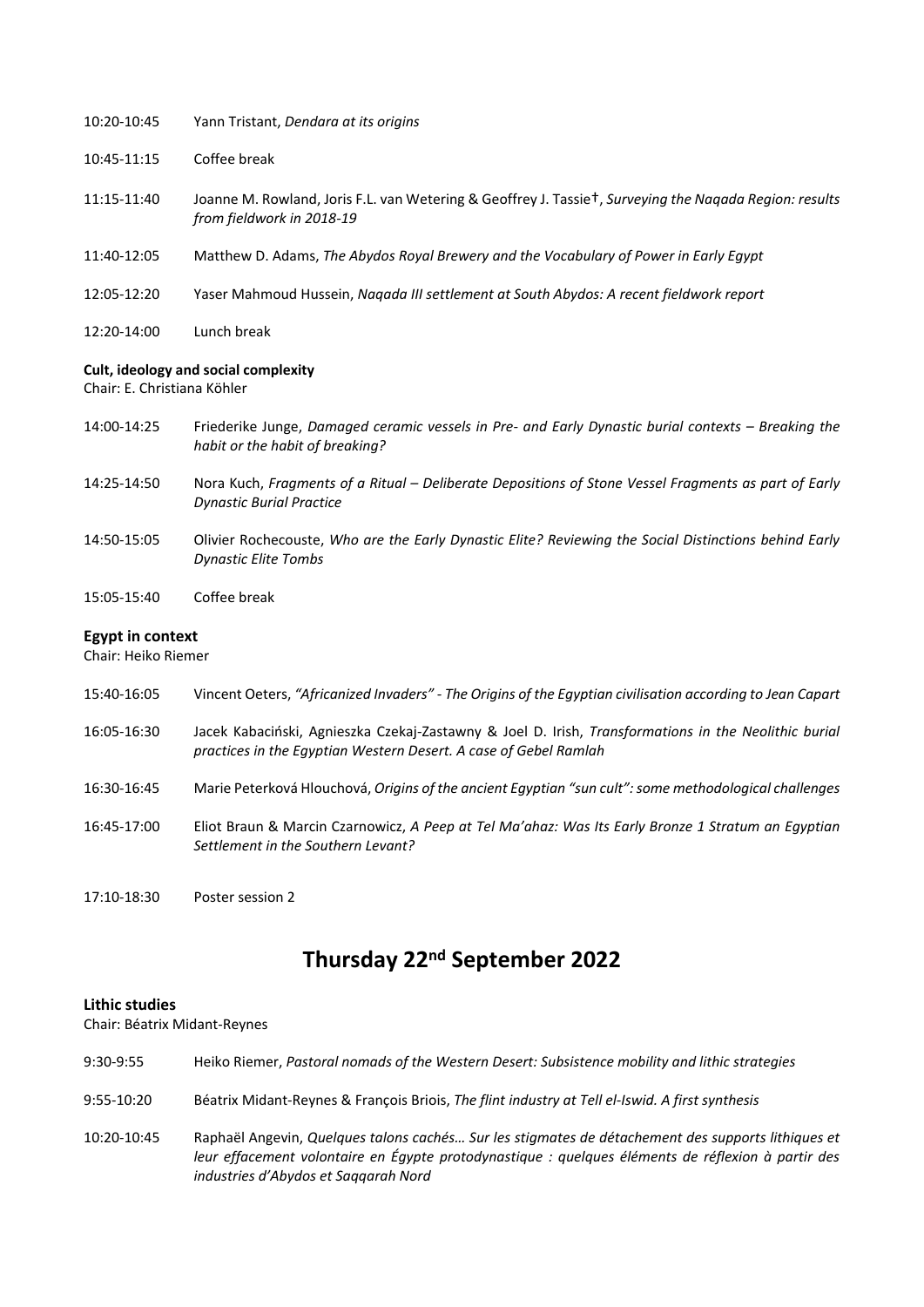10:20-10:45 Yann Tristant, *Dendara at its origins*

10:45-11:15 Coffee break

11:15-11:40 Joanne M. Rowland, Joris F.L. van Wetering & Geoffrey J. Tassie†, *Surveying the Naqada Region: results from fieldwork in 2018-19*

11:40-12:05 Matthew D. Adams, *The Abydos Royal Brewery and the Vocabulary of Power in Early Egypt*

12:05-12:20 Yaser Mahmoud Hussein, *Naqada III settlement at South Abydos: A recent fieldwork report*

12:20-14:00 Lunch break

**Cult, ideology and social complexity**
Chair: E. Christiana Köhler

14:00-14:25 Friederike Junge, *Damaged ceramic vessels in Pre- and Early Dynastic burial contexts – Breaking the habit or the habit of breaking?*

14:25-14:50 Nora Kuch, *Fragments of a Ritual – Deliberate Depositions of Stone Vessel Fragments as part of Early Dynastic Burial Practice*

14:50-15:05 Olivier Rochecouste, *Who are the Early Dynastic Elite? Reviewing the Social Distinctions behind Early Dynastic Elite Tombs*

15:05-15:40 Coffee break

**Egypt in context**
Chair: Heiko Riemer

15:40-16:05 Vincent Oeters, *"Africanized Invaders" - The Origins of the Egyptian civilisation according to Jean Capart*

16:05-16:30 Jacek Kabaciński, Agnieszka Czekaj-Zastawny & Joel D. Irish, *Transformations in the Neolithic burial practices in the Egyptian Western Desert. A case of Gebel Ramlah*

16:30-16:45 Marie Peterková Hlouchová, *Origins of the ancient Egyptian "sun cult": some methodological challenges*

16:45-17:00 Eliot Braun & Marcin Czarnowicz, *A Peep at Tel Ma'ahaz: Was Its Early Bronze 1 Stratum an Egyptian Settlement in the Southern Levant?*

17:10-18:30 Poster session 2

# Thursday 22nd September 2022

**Lithic studies**
Chair: Béatrix Midant-Reynes

9:30-9:55 Heiko Riemer, *Pastoral nomads of the Western Desert: Subsistence mobility and lithic strategies*

9:55-10:20 Béatrix Midant-Reynes & François Briois, *The flint industry at Tell el-Iswid. A first synthesis*

10:20-10:45 Raphaël Angevin, *Quelques talons cachés… Sur les stigmates de détachement des supports lithiques et leur effacement volontaire en Égypte protodynastique : quelques éléments de réflexion à partir des industries d'Abydos et Saqqarah Nord*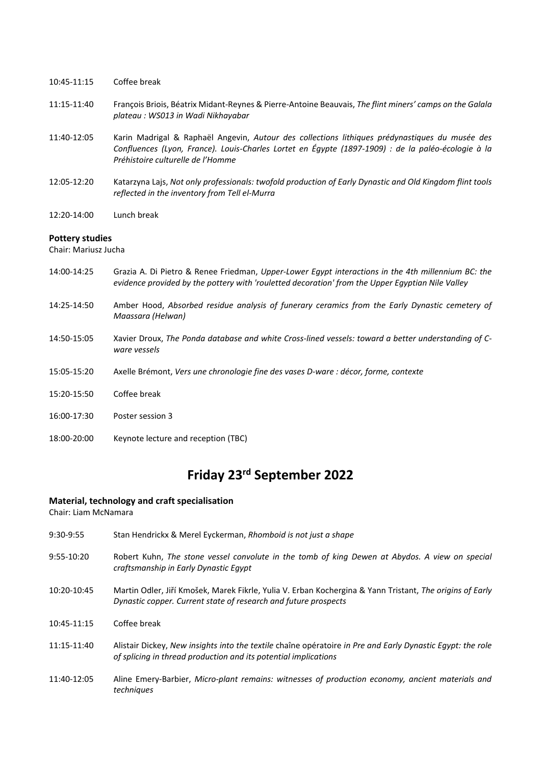10:45-11:15 Coffee break

11:15-11:40 François Briois, Béatrix Midant-Reynes & Pierre-Antoine Beauvais, *The flint miners' camps on the Galala plateau : WS013 in Wadi Nikhayabar*

11:40-12:05 Karin Madrigal & Raphaël Angevin, *Autour des collections lithiques prédynastiques du musée des Confluences (Lyon, France). Louis-Charles Lortet en Égypte (1897-1909) : de la paléo-écologie à la Préhistoire culturelle de l'Homme*

12:05-12:20 Katarzyna Lajs, *Not only professionals: twofold production of Early Dynastic and Old Kingdom flint tools reflected in the inventory from Tell el-Murra*

12:20-14:00 Lunch break

**Pottery studies**

Chair: Mariusz Jucha

14:00-14:25 Grazia A. Di Pietro & Renee Friedman, *Upper-Lower Egypt interactions in the 4th millennium BC: the evidence provided by the pottery with 'rouletted decoration' from the Upper Egyptian Nile Valley*

14:25-14:50 Amber Hood, *Absorbed residue analysis of funerary ceramics from the Early Dynastic cemetery of Maassara (Helwan)*

14:50-15:05 Xavier Droux, *The Ponda database and white Cross-lined vessels: toward a better understanding of C-ware vessels*

15:05-15:20 Axelle Brémont, *Vers une chronologie fine des vases D-ware : décor, forme, contexte*

15:20-15:50 Coffee break

16:00-17:30 Poster session 3

18:00-20:00 Keynote lecture and reception (TBC)

# Friday 23rd September 2022

**Material, technology and craft specialisation**

Chair: Liam McNamara

9:30-9:55 Stan Hendrickx & Merel Eyckerman, *Rhomboid is not just a shape*

9:55-10:20 Robert Kuhn, *The stone vessel convolute in the tomb of king Dewen at Abydos. A view on special craftsmanship in Early Dynastic Egypt*

10:20-10:45 Martin Odler, Jiří Kmošek, Marek Fikrle, Yulia V. Erban Kochergina & Yann Tristant, *The origins of Early Dynastic copper. Current state of research and future prospects*

10:45-11:15 Coffee break

11:15-11:40 Alistair Dickey, *New insights into the textile* chaîne opératoire *in Pre and Early Dynastic Egypt: the role of splicing in thread production and its potential implications*

11:40-12:05 Aline Emery-Barbier, *Micro-plant remains: witnesses of production economy, ancient materials and techniques*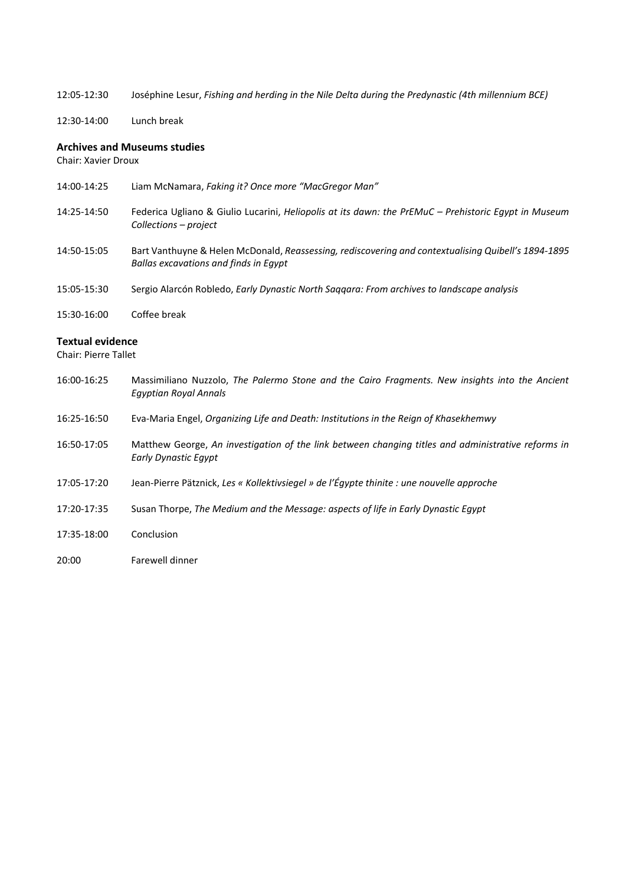12:05-12:30 Joséphine Lesur, *Fishing and herding in the Nile Delta during the Predynastic (4th millennium BCE)*

12:30-14:00 Lunch break

**Archives and Museums studies**

Chair: Xavier Droux

14:00-14:25 Liam McNamara, *Faking it? Once more "MacGregor Man"*

14:25-14:50 Federica Ugliano & Giulio Lucarini, *Heliopolis at its dawn: the PrEMuC – Prehistoric Egypt in Museum Collections – project*

14:50-15:05 Bart Vanthuyne & Helen McDonald, *Reassessing, rediscovering and contextualising Quibell's 1894-1895 Ballas excavations and finds in Egypt*

15:05-15:30 Sergio Alarcón Robledo, *Early Dynastic North Saqqara: From archives to landscape analysis*

15:30-16:00 Coffee break

**Textual evidence**

Chair: Pierre Tallet

16:00-16:25 Massimiliano Nuzzolo, *The Palermo Stone and the Cairo Fragments. New insights into the Ancient Egyptian Royal Annals*

16:25-16:50 Eva-Maria Engel, *Organizing Life and Death: Institutions in the Reign of Khasekhemwy*

16:50-17:05 Matthew George, *An investigation of the link between changing titles and administrative reforms in Early Dynastic Egypt*

17:05-17:20 Jean-Pierre Pätznick, *Les « Kollektivsiegel » de l'Égypte thinite : une nouvelle approche*

17:20-17:35 Susan Thorpe, *The Medium and the Message: aspects of life in Early Dynastic Egypt*

17:35-18:00 Conclusion

20:00 Farewell dinner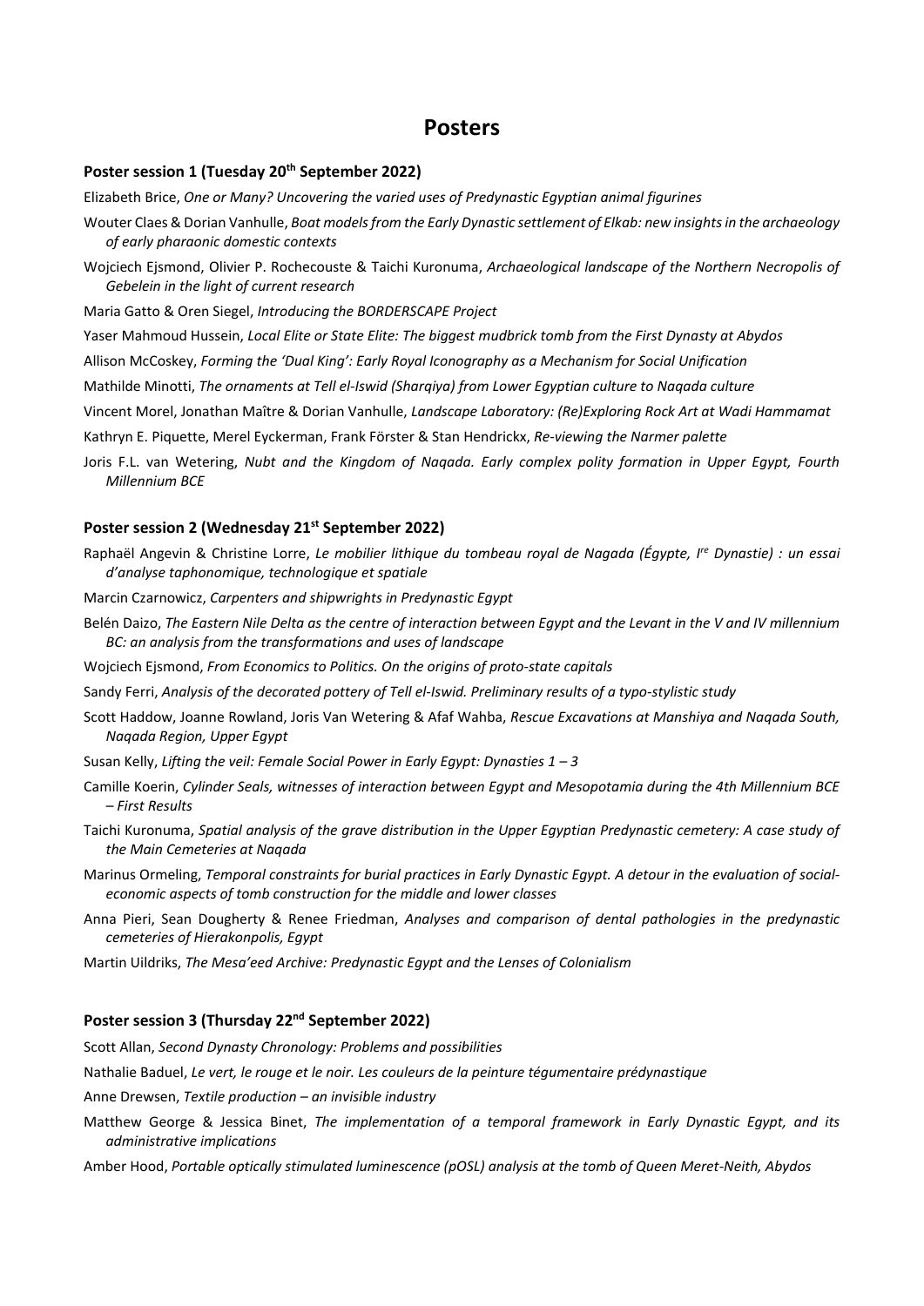# Posters

### Poster session 1 (Tuesday 20th September 2022)

Elizabeth Brice, *One or Many? Uncovering the varied uses of Predynastic Egyptian animal figurines*

Wouter Claes & Dorian Vanhulle, *Boat models from the Early Dynastic settlement of Elkab: new insights in the archaeology of early pharaonic domestic contexts*

Wojciech Ejsmond, Olivier P. Rochecouste & Taichi Kuronuma, *Archaeological landscape of the Northern Necropolis of Gebelein in the light of current research*

Maria Gatto & Oren Siegel, *Introducing the BORDERSCAPE Project*

Yaser Mahmoud Hussein, *Local Elite or State Elite: The biggest mudbrick tomb from the First Dynasty at Abydos*

Allison McCoskey, *Forming the 'Dual King': Early Royal Iconography as a Mechanism for Social Unification*

Mathilde Minotti, *The ornaments at Tell el-Iswid (Sharqiya) from Lower Egyptian culture to Naqada culture*

Vincent Morel, Jonathan Maître & Dorian Vanhulle, *Landscape Laboratory: (Re)Exploring Rock Art at Wadi Hammamat*

Kathryn E. Piquette, Merel Eyckerman, Frank Förster & Stan Hendrickx, *Re-viewing the Narmer palette*

Joris F.L. van Wetering, *Nubt and the Kingdom of Naqada. Early complex polity formation in Upper Egypt, Fourth Millennium BCE*

### Poster session 2 (Wednesday 21st September 2022)

Raphaël Angevin & Christine Lorre, *Le mobilier lithique du tombeau royal de Nagada (Égypte, Ire Dynastie) : un essai d'analyse taphonomique, technologique et spatiale*

Marcin Czarnowicz, *Carpenters and shipwrights in Predynastic Egypt*

Belén Daizo, *The Eastern Nile Delta as the centre of interaction between Egypt and the Levant in the V and IV millennium BC: an analysis from the transformations and uses of landscape*

Wojciech Ejsmond, *From Economics to Politics. On the origins of proto-state capitals*

Sandy Ferri, *Analysis of the decorated pottery of Tell el-Iswid. Preliminary results of a typo-stylistic study*

Scott Haddow, Joanne Rowland, Joris Van Wetering & Afaf Wahba, *Rescue Excavations at Manshiya and Naqada South, Naqada Region, Upper Egypt*

Susan Kelly, *Lifting the veil: Female Social Power in Early Egypt: Dynasties 1 – 3*

Camille Koerin, *Cylinder Seals, witnesses of interaction between Egypt and Mesopotamia during the 4th Millennium BCE – First Results*

Taichi Kuronuma, *Spatial analysis of the grave distribution in the Upper Egyptian Predynastic cemetery: A case study of the Main Cemeteries at Naqada*

Marinus Ormeling, *Temporal constraints for burial practices in Early Dynastic Egypt. A detour in the evaluation of social-economic aspects of tomb construction for the middle and lower classes*

Anna Pieri, Sean Dougherty & Renee Friedman, *Analyses and comparison of dental pathologies in the predynastic cemeteries of Hierakonpolis, Egypt*

Martin Uildriks, *The Mesa'eed Archive: Predynastic Egypt and the Lenses of Colonialism*

### Poster session 3 (Thursday 22nd September 2022)

Scott Allan, *Second Dynasty Chronology: Problems and possibilities*

Nathalie Baduel, *Le vert, le rouge et le noir. Les couleurs de la peinture tégumentaire prédynastique*

Anne Drewsen, *Textile production – an invisible industry*

Matthew George & Jessica Binet, *The implementation of a temporal framework in Early Dynastic Egypt, and its administrative implications*

Amber Hood, *Portable optically stimulated luminescence (pOSL) analysis at the tomb of Queen Meret-Neith, Abydos*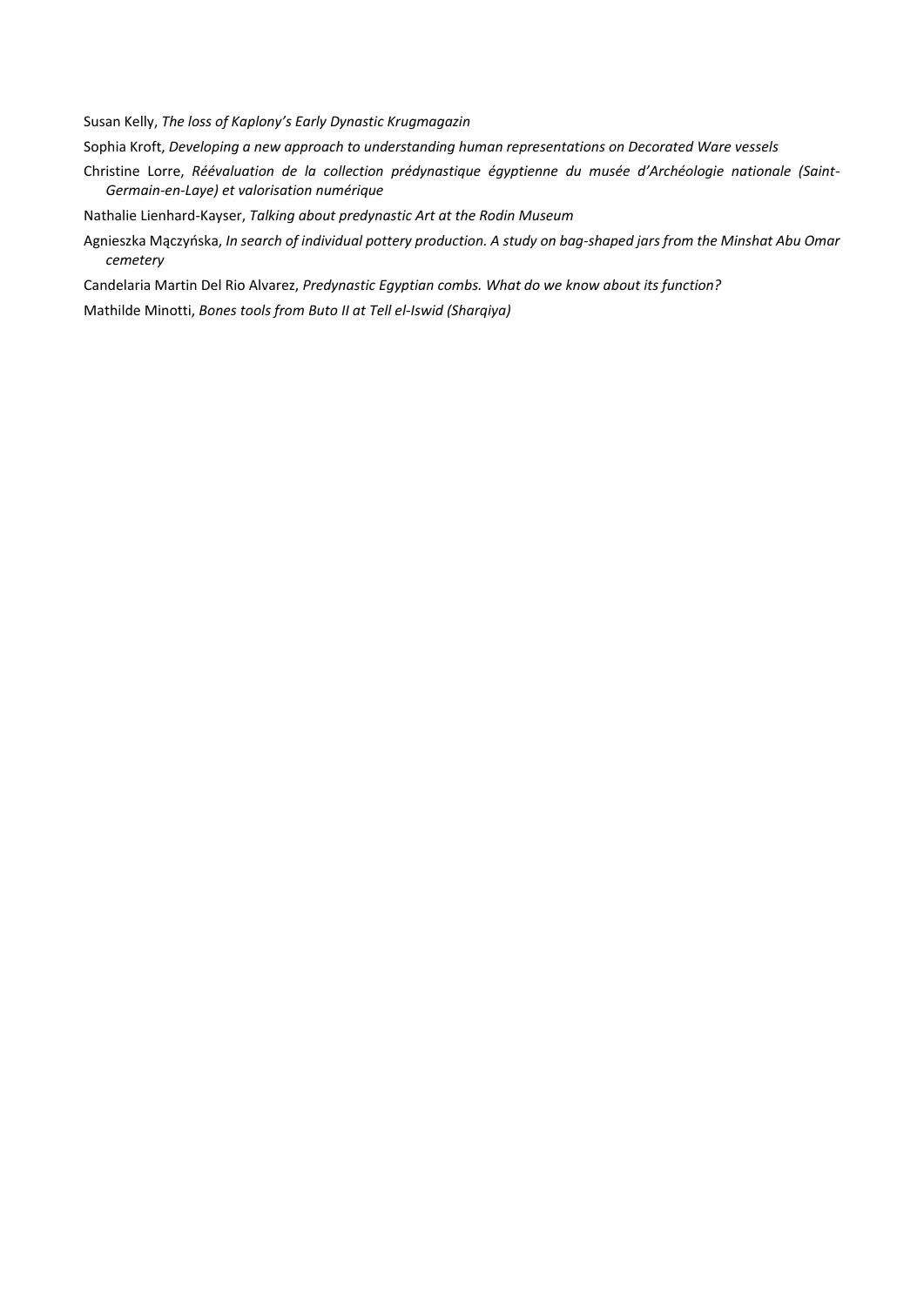Susan Kelly, *The loss of Kaplony's Early Dynastic Krugmagazin*

Sophia Kroft, *Developing a new approach to understanding human representations on Decorated Ware vessels*

Christine Lorre, *Réévaluation de la collection prédynastique égyptienne du musée d'Archéologie nationale (Saint-Germain-en-Laye) et valorisation numérique*

Nathalie Lienhard-Kayser, *Talking about predynastic Art at the Rodin Museum*

Agnieszka Mączyńska, *In search of individual pottery production. A study on bag-shaped jars from the Minshat Abu Omar cemetery*

Candelaria Martin Del Rio Alvarez, *Predynastic Egyptian combs. What do we know about its function?*

Mathilde Minotti, *Bones tools from Buto II at Tell el-Iswid (Sharqiya)*